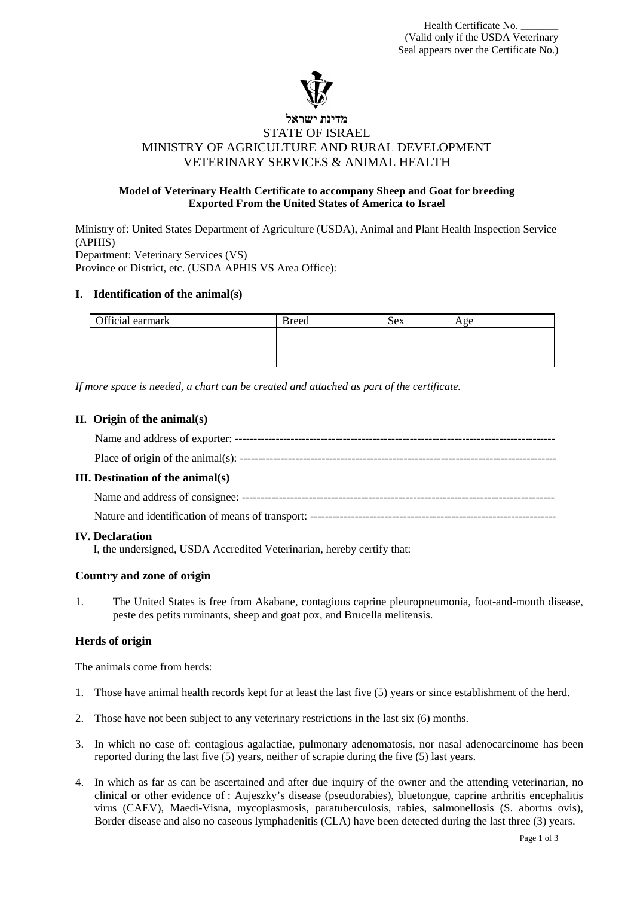Health Certificate No. _______
(Valid only if the USDA Veterinary Seal appears over the Certificate No.)

מדינת ישראל

STATE OF ISRAEL
MINISTRY OF AGRICULTURE AND RURAL DEVELOPMENT
VETERINARY SERVICES & ANIMAL HEALTH

**Model of Veterinary Health Certificate to accompany Sheep and Goat for breeding Exported From the United States of America to Israel**

Ministry of: United States Department of Agriculture (USDA), Animal and Plant Health Inspection Service (APHIS)
Department: Veterinary Services (VS)
Province or District, etc. (USDA APHIS VS Area Office):

## I. Identification of the animal(s)

| Official earmark | Breed | Sex | Age |
|---|---|---|---|
| | | | |

*If more space is needed, a chart can be created and attached as part of the certificate.*

## II. Origin of the animal(s)

Name and address of exporter: ----------------------------------------------------------------------------------

Place of origin of the animal(s): ----------------------------------------------------------------------------------

## III. Destination of the animal(s)

Name and address of consignee: ----------------------------------------------------------------------------------

Nature and identification of means of transport: -----------------------------------------------------------------

## IV. Declaration

I, the undersigned, USDA Accredited Veterinarian, hereby certify that:

### Country and zone of origin

1. The United States is free from Akabane, contagious caprine pleuropneumonia, foot-and-mouth disease, peste des petits ruminants, sheep and goat pox, and Brucella melitensis.

### Herds of origin

The animals come from herds:

1. Those have animal health records kept for at least the last five (5) years or since establishment of the herd.
2. Those have not been subject to any veterinary restrictions in the last six (6) months.
3. In which no case of: contagious agalactiae, pulmonary adenomatosis, nor nasal adenocarcinome has been reported during the last five (5) years, neither of scrapie during the five (5) last years.
4. In which as far as can be ascertained and after due inquiry of the owner and the attending veterinarian, no clinical or other evidence of : Aujeszky's disease (pseudorabies), bluetongue, caprine arthritis encephalitis virus (CAEV), Maedi-Visna, mycoplasmosis, paratuberculosis, rabies, salmonellosis (S. abortus ovis), Border disease and also no caseous lymphadenitis (CLA) have been detected during the last three (3) years.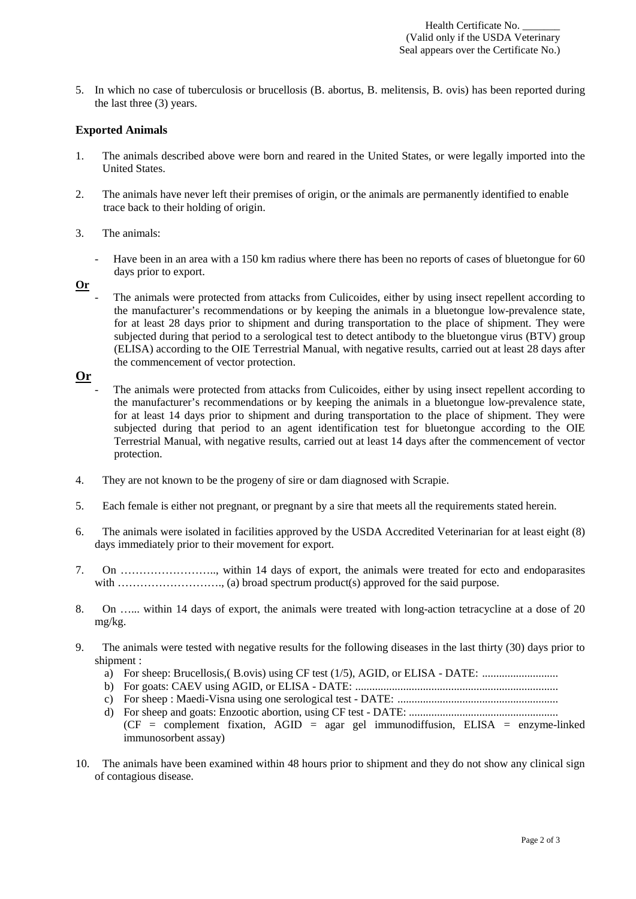Health Certificate No. _______
(Valid only if the USDA Veterinary Seal appears over the Certificate No.)

5. In which no case of tuberculosis or brucellosis (B. abortus, B. melitensis, B. ovis) has been reported during the last three (3) years.

**Exported Animals**

1. The animals described above were born and reared in the United States, or were legally imported into the United States.

2. The animals have never left their premises of origin, or the animals are permanently identified to enable trace back to their holding of origin.

3. The animals:

   - Have been in an area with a 150 km radius where there has been no reports of cases of bluetongue for 60 days prior to export.

**Or**

   - The animals were protected from attacks from Culicoides, either by using insect repellent according to the manufacturer's recommendations or by keeping the animals in a bluetongue low-prevalence state, for at least 28 days prior to shipment and during transportation to the place of shipment. They were subjected during that period to a serological test to detect antibody to the bluetongue virus (BTV) group (ELISA) according to the OIE Terrestrial Manual, with negative results, carried out at least 28 days after the commencement of vector protection.

**Or**

   - The animals were protected from attacks from Culicoides, either by using insect repellent according to the manufacturer's recommendations or by keeping the animals in a bluetongue low-prevalence state, for at least 14 days prior to shipment and during transportation to the place of shipment. They were subjected during that period to an agent identification test for bluetongue according to the OIE Terrestrial Manual, with negative results, carried out at least 14 days after the commencement of vector protection.

4. They are not known to be the progeny of sire or dam diagnosed with Scrapie.

5. Each female is either not pregnant, or pregnant by a sire that meets all the requirements stated herein.

6. The animals were isolated in facilities approved by the USDA Accredited Veterinarian for at least eight (8) days immediately prior to their movement for export.

7. On …………………….., within 14 days of export, the animals were treated for ecto and endoparasites with ………………………., (a) broad spectrum product(s) approved for the said purpose.

8. On …... within 14 days of export, the animals were treated with long-action tetracycline at a dose of 20 mg/kg.

9. The animals were tested with negative results for the following diseases in the last thirty (30) days prior to shipment :
   a) For sheep: Brucellosis,( B.ovis) using CF test (1/5), AGID, or ELISA - DATE: ...........................
   b) For goats: CAEV using AGID, or ELISA - DATE: ........................................................................
   c) For sheep : Maedi-Visna using one serological test - DATE: .........................................................
   d) For sheep and goats: Enzootic abortion, using CF test - DATE: .....................................................
   (CF = complement fixation, AGID = agar gel immunodiffusion, ELISA = enzyme-linked immunosorbent assay)

10. The animals have been examined within 48 hours prior to shipment and they do not show any clinical sign of contagious disease.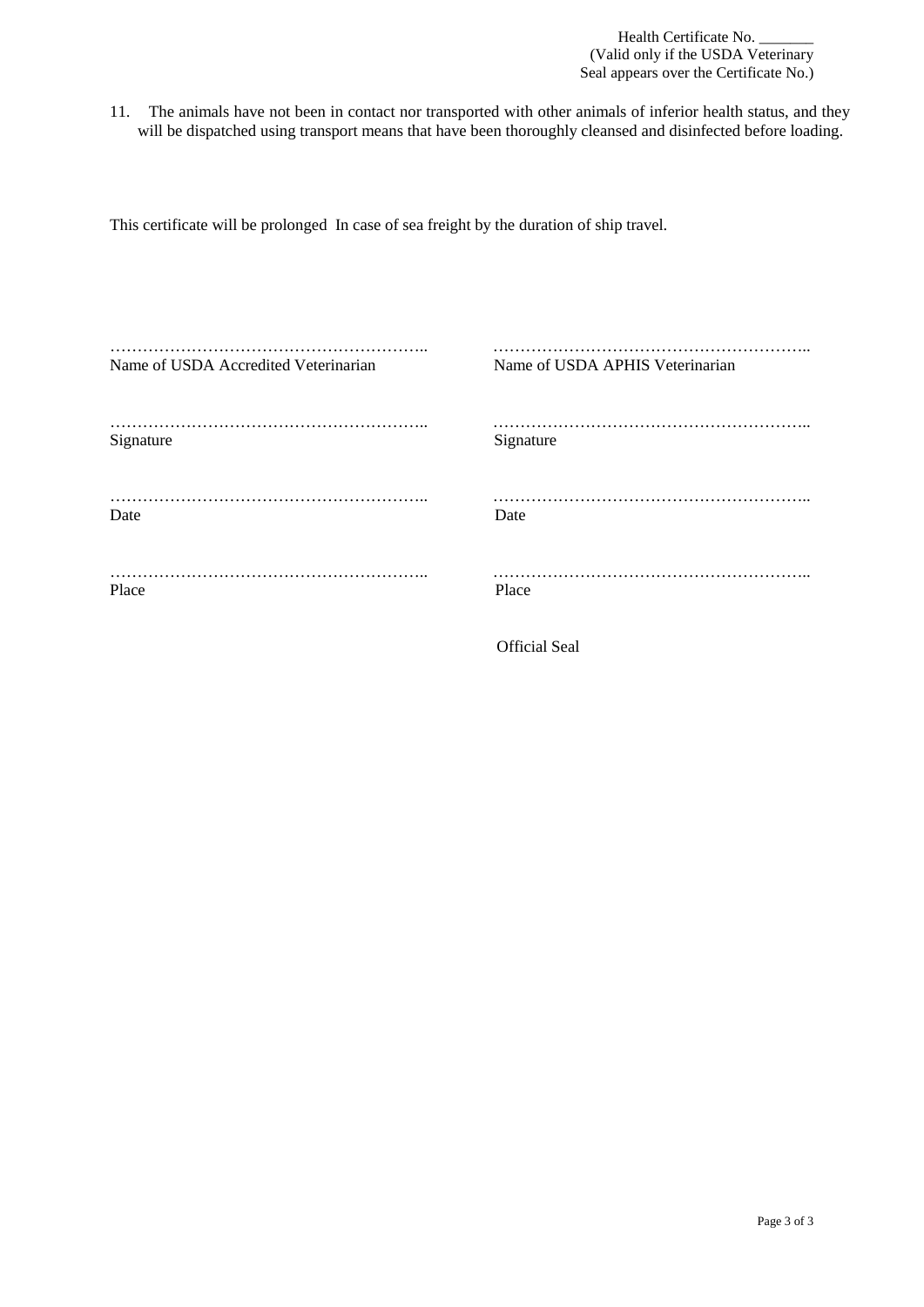Health Certificate No. _______
(Valid only if the USDA Veterinary Seal appears over the Certificate No.)

11. The animals have not been in contact nor transported with other animals of inferior health status, and they will be dispatched using transport means that have been thoroughly cleansed and disinfected before loading.

This certificate will be prolonged In case of sea freight by the duration of ship travel.

| | |
|---|---|
| ………………………………………………….. | ………………………………………………….. |
| Name of USDA Accredited Veterinarian | Name of USDA APHIS Veterinarian |
| ………………………………………………….. | ………………………………………………….. |
| Signature | Signature |
| ………………………………………………….. | ………………………………………………….. |
| Date | Date |
| ………………………………………………….. | ………………………………………………….. |
| Place | Place |
| | Official Seal |